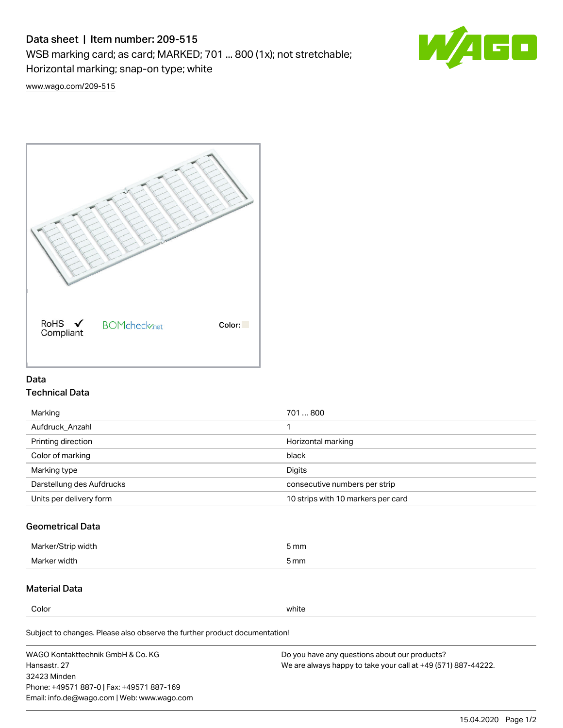# Data sheet | Item number: 209-515

WSB marking card; as card; MARKED; 701 ... 800 (1x); not stretchable; Horizontal marking; snap-on type; white

www.wago.com/209-515

RoHS ✓ Compliant BOMcheck.net Color:

## Data

### Technical Data

| | |
|---|---|
| Marking | 701 … 800 |
| Aufdruck_Anzahl | 1 |
| Printing direction | Horizontal marking |
| Color of marking | black |
| Marking type | Digits |
| Darstellung des Aufdrucks | consecutive numbers per strip |
| Units per delivery form | 10 strips with 10 markers per card |

### Geometrical Data

| | |
|---|---|
| Marker/Strip width | 5 mm |
| Marker width | 5 mm |

### Material Data

| | |
|---|---|
| Color | white |

Subject to changes. Please also observe the further product documentation!

WAGO Kontakttechnik GmbH & Co. KG
Hansastr. 27
32423 Minden
Phone: +49571 887-0 | Fax: +49571 887-169
Email: info.de@wago.com | Web: www.wago.com

Do you have any questions about our products?
We are always happy to take your call at +49 (571) 887-44222.

15.04.2020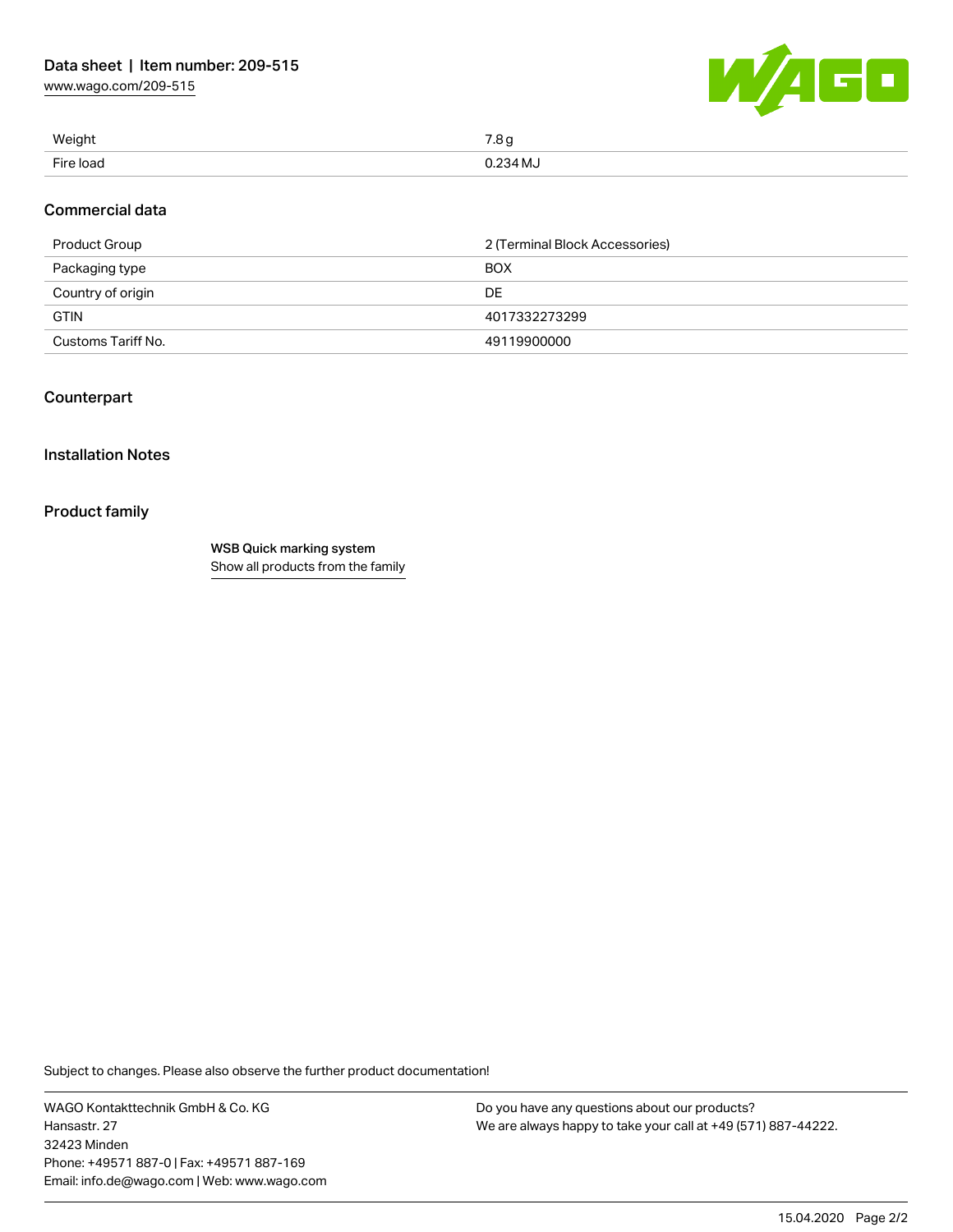| | |
|---|---|
| Weight | 7.8 g |
| Fire load | 0.234 MJ |

## Commercial data

| | |
|---|---|
| Product Group | 2 (Terminal Block Accessories) |
| Packaging type | BOX |
| Country of origin | DE |
| GTIN | 4017332273299 |
| Customs Tariff No. | 49119900000 |

## Counterpart

## Installation Notes

## Product family

**WSB Quick marking system**
Show all products from the family

Subject to changes. Please also observe the further product documentation!

WAGO Kontakttechnik GmbH & Co. KG
Hansastr. 27
32423 Minden
Phone: +49571 887-0 | Fax: +49571 887-169
Email: info.de@wago.com | Web: www.wago.com

Do you have any questions about our products?
We are always happy to take your call at +49 (571) 887-44222.

15.04.2020